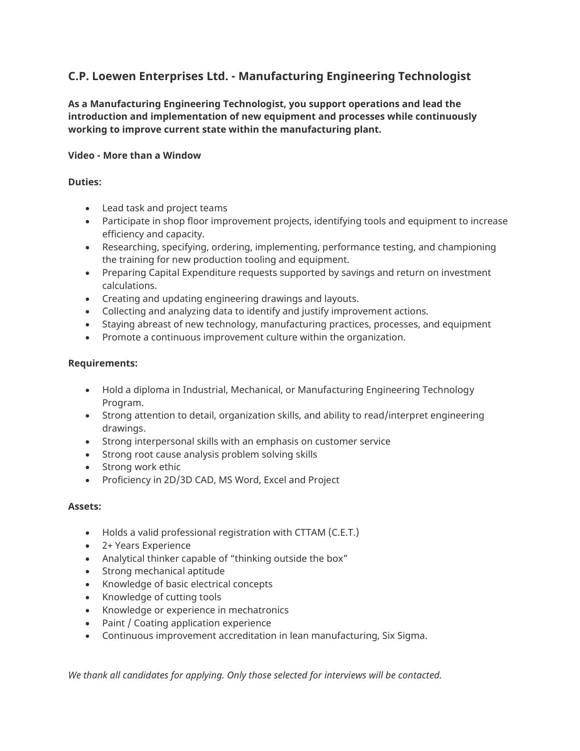## C.P. Loewen Enterprises Ltd. - Manufacturing Engineering Technologist

**As a Manufacturing Engineering Technologist, you support operations and lead the introduction and implementation of new equipment and processes while continuously working to improve current state within the manufacturing plant.**

**Video - More than a Window**

**Duties:**

- Lead task and project teams
- Participate in shop floor improvement projects, identifying tools and equipment to increase efficiency and capacity.
- Researching, specifying, ordering, implementing, performance testing, and championing the training for new production tooling and equipment.
- Preparing Capital Expenditure requests supported by savings and return on investment calculations.
- Creating and updating engineering drawings and layouts.
- Collecting and analyzing data to identify and justify improvement actions.
- Staying abreast of new technology, manufacturing practices, processes, and equipment
- Promote a continuous improvement culture within the organization.

**Requirements:**

- Hold a diploma in Industrial, Mechanical, or Manufacturing Engineering Technology Program.
- Strong attention to detail, organization skills, and ability to read/interpret engineering drawings.
- Strong interpersonal skills with an emphasis on customer service
- Strong root cause analysis problem solving skills
- Strong work ethic
- Proficiency in 2D/3D CAD, MS Word, Excel and Project

**Assets:**

- Holds a valid professional registration with CTTAM (C.E.T.)
- 2+ Years Experience
- Analytical thinker capable of "thinking outside the box"
- Strong mechanical aptitude
- Knowledge of basic electrical concepts
- Knowledge of cutting tools
- Knowledge or experience in mechatronics
- Paint / Coating application experience
- Continuous improvement accreditation in lean manufacturing, Six Sigma.

*We thank all candidates for applying. Only those selected for interviews will be contacted.*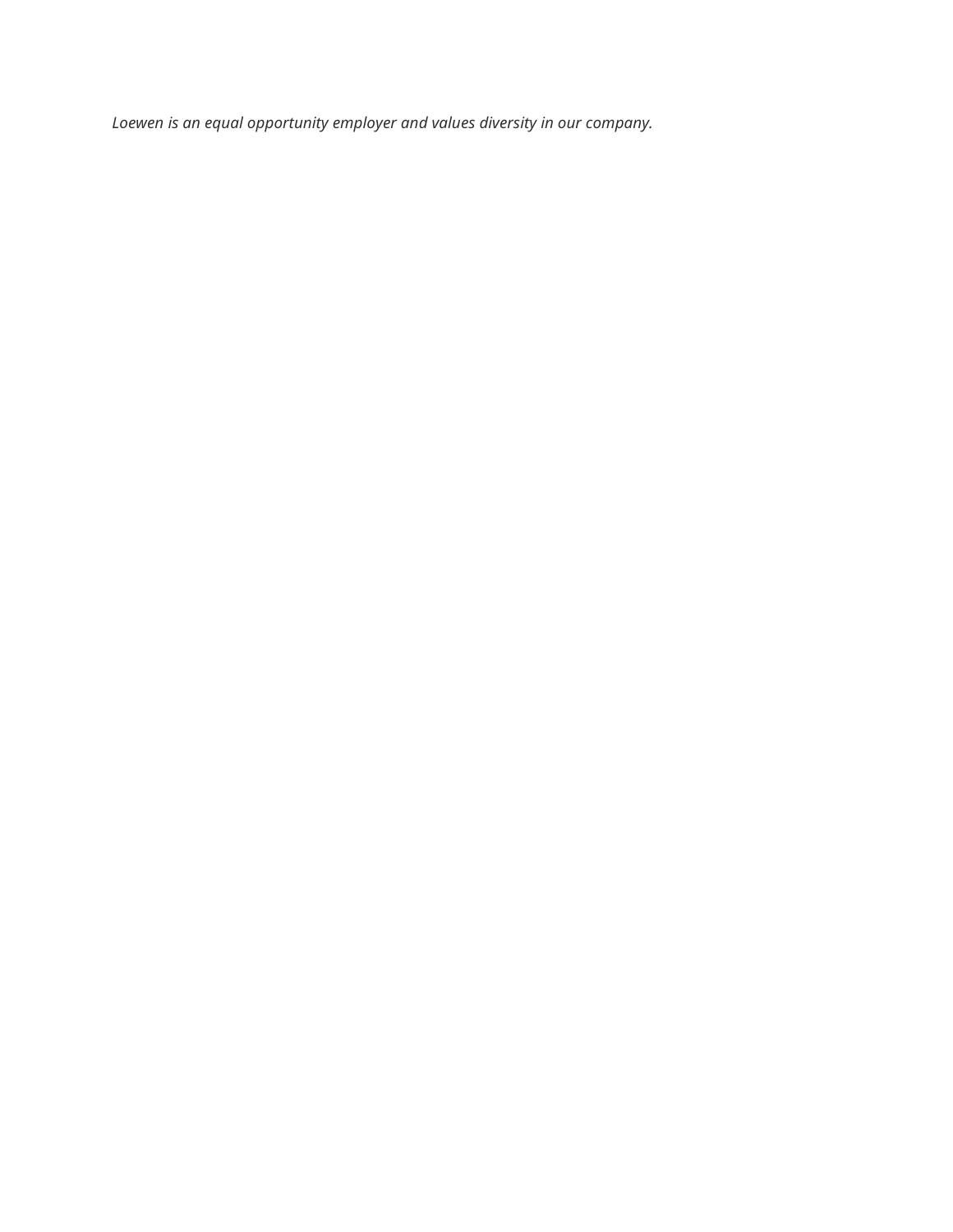*Loewen is an equal opportunity employer and values diversity in our company.*